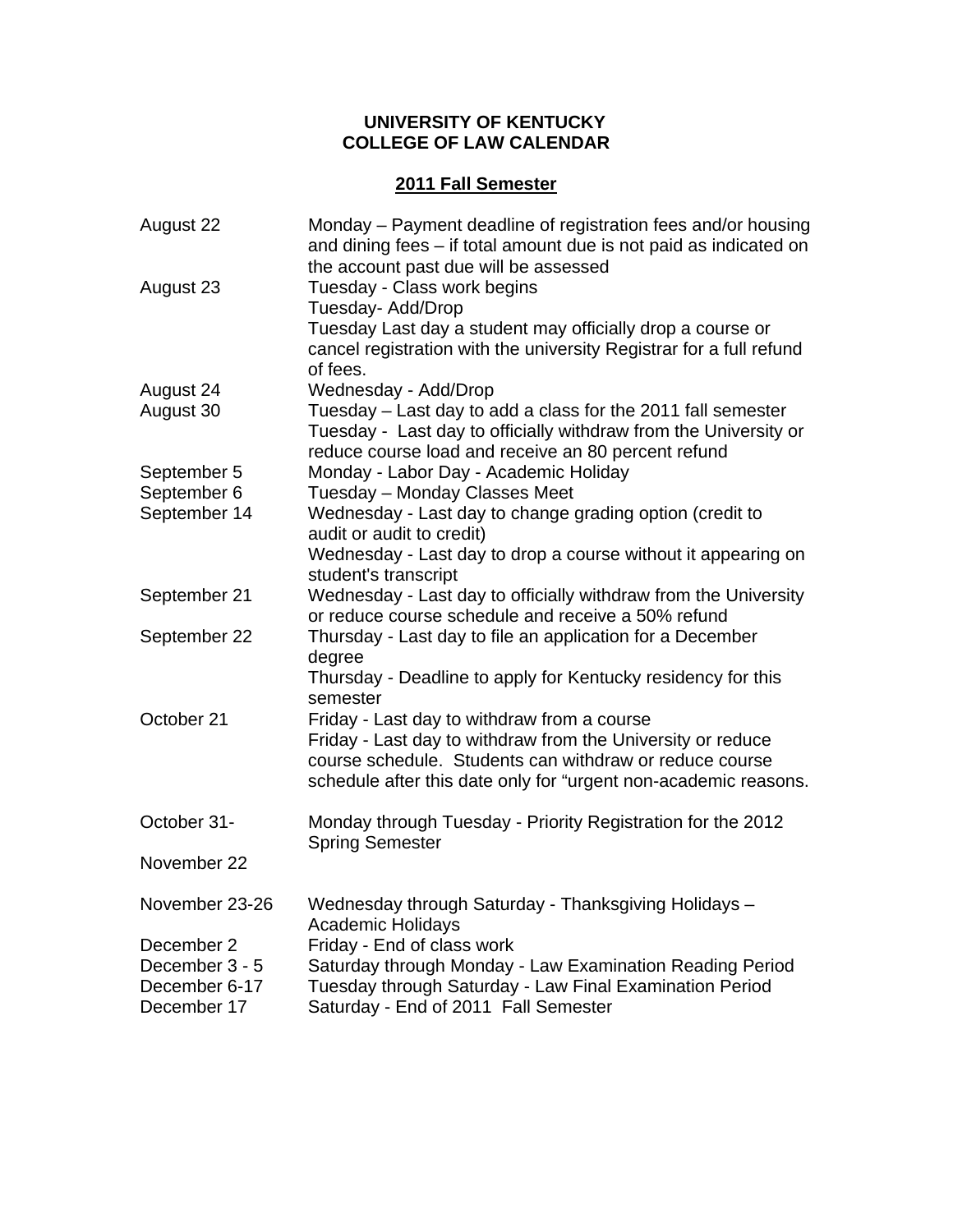**UNIVERSITY OF KENTUCKY**
**COLLEGE OF LAW CALENDAR**

## 2011 Fall Semester

| Date | Event |
|---|---|
| August 22 | Monday – Payment deadline of registration fees and/or housing and dining fees – if total amount due is not paid as indicated on the account past due will be assessed |
| August 23 | Tuesday - Class work begins<br>Tuesday- Add/Drop<br>Tuesday Last day a student may officially drop a course or cancel registration with the university Registrar for a full refund of fees. |
| August 24 | Wednesday - Add/Drop |
| August 30 | Tuesday – Last day to add a class for the 2011 fall semester<br>Tuesday - Last day to officially withdraw from the University or reduce course load and receive an 80 percent refund |
| September 5 | Monday - Labor Day - Academic Holiday |
| September 6 | Tuesday – Monday Classes Meet |
| September 14 | Wednesday - Last day to change grading option (credit to audit or audit to credit)<br>Wednesday - Last day to drop a course without it appearing on student's transcript |
| September 21 | Wednesday - Last day to officially withdraw from the University or reduce course schedule and receive a 50% refund |
| September 22 | Thursday - Last day to file an application for a December degree<br>Thursday - Deadline to apply for Kentucky residency for this semester |
| October 21 | Friday - Last day to withdraw from a course<br>Friday - Last day to withdraw from the University or reduce course schedule. Students can withdraw or reduce course schedule after this date only for "urgent non-academic reasons. |
| October 31-<br>November 22 | Monday through Tuesday - Priority Registration for the 2012 Spring Semester |
| November 23-26 | Wednesday through Saturday - Thanksgiving Holidays – Academic Holidays |
| December 2 | Friday - End of class work |
| December 3 - 5 | Saturday through Monday - Law Examination Reading Period |
| December 6-17 | Tuesday through Saturday - Law Final Examination Period |
| December 17 | Saturday - End of 2011 Fall Semester |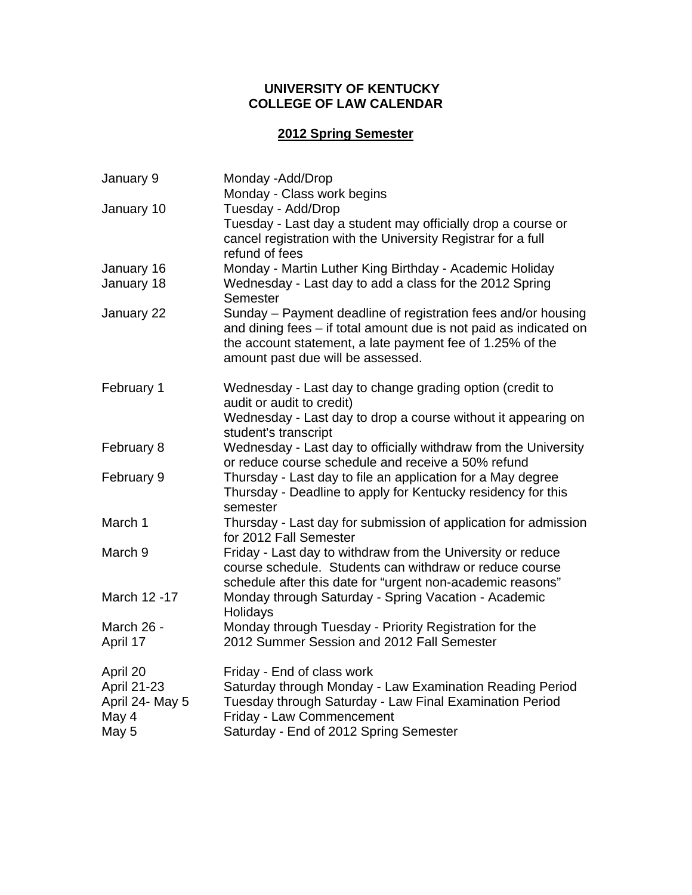# UNIVERSITY OF KENTUCKY
# COLLEGE OF LAW CALENDAR

## 2012 Spring Semester

| | |
|---|---|
| January 9 | Monday -Add/Drop<br>Monday - Class work begins |
| January 10 | Tuesday - Add/Drop<br>Tuesday - Last day a student may officially drop a course or cancel registration with the University Registrar for a full refund of fees |
| January 16 | Monday - Martin Luther King Birthday - Academic Holiday |
| January 18 | Wednesday - Last day to add a class for the 2012 Spring Semester |
| January 22 | Sunday – Payment deadline of registration fees and/or housing and dining fees – if total amount due is not paid as indicated on the account statement, a late payment fee of 1.25% of the amount past due will be assessed. |
| February 1 | Wednesday - Last day to change grading option (credit to audit or audit to credit)<br>Wednesday - Last day to drop a course without it appearing on student's transcript |
| February 8 | Wednesday - Last day to officially withdraw from the University or reduce course schedule and receive a 50% refund |
| February 9 | Thursday - Last day to file an application for a May degree<br>Thursday - Deadline to apply for Kentucky residency for this semester |
| March 1 | Thursday - Last day for submission of application for admission for 2012 Fall Semester |
| March 9 | Friday - Last day to withdraw from the University or reduce course schedule. Students can withdraw or reduce course schedule after this date for "urgent non-academic reasons" |
| March 12 -17 | Monday through Saturday - Spring Vacation - Academic Holidays |
| March 26 - April 17 | Monday through Tuesday - Priority Registration for the 2012 Summer Session and 2012 Fall Semester |
| April 20 | Friday - End of class work |
| April 21-23 | Saturday through Monday - Law Examination Reading Period |
| April 24- May 5 | Tuesday through Saturday - Law Final Examination Period |
| May 4 | Friday - Law Commencement |
| May 5 | Saturday - End of 2012 Spring Semester |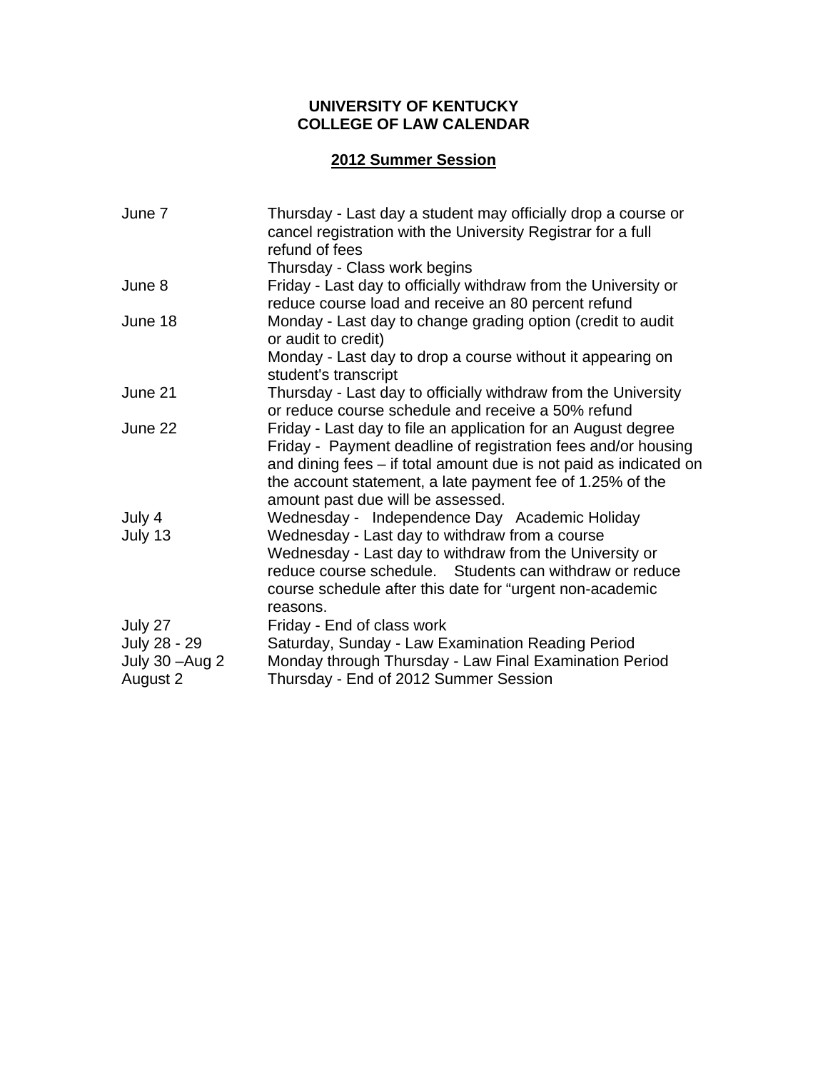**UNIVERSITY OF KENTUCKY**
**COLLEGE OF LAW CALENDAR**

**2012 Summer Session**

| | |
|---|---|
| June 7 | Thursday - Last day a student may officially drop a course or cancel registration with the University Registrar for a full refund of fees<br>Thursday - Class work begins |
| June 8 | Friday - Last day to officially withdraw from the University or reduce course load and receive an 80 percent refund |
| June 18 | Monday - Last day to change grading option (credit to audit or audit to credit)<br>Monday - Last day to drop a course without it appearing on student's transcript |
| June 21 | Thursday - Last day to officially withdraw from the University or reduce course schedule and receive a 50% refund |
| June 22 | Friday - Last day to file an application for an August degree<br>Friday - Payment deadline of registration fees and/or housing and dining fees – if total amount due is not paid as indicated on the account statement, a late payment fee of 1.25% of the amount past due will be assessed. |
| July 4 | Wednesday - Independence Day Academic Holiday |
| July 13 | Wednesday - Last day to withdraw from a course<br>Wednesday - Last day to withdraw from the University or reduce course schedule. Students can withdraw or reduce course schedule after this date for "urgent non-academic reasons. |
| July 27 | Friday - End of class work |
| July 28 - 29 | Saturday, Sunday - Law Examination Reading Period |
| July 30 –Aug 2 | Monday through Thursday - Law Final Examination Period |
| August 2 | Thursday - End of 2012 Summer Session |